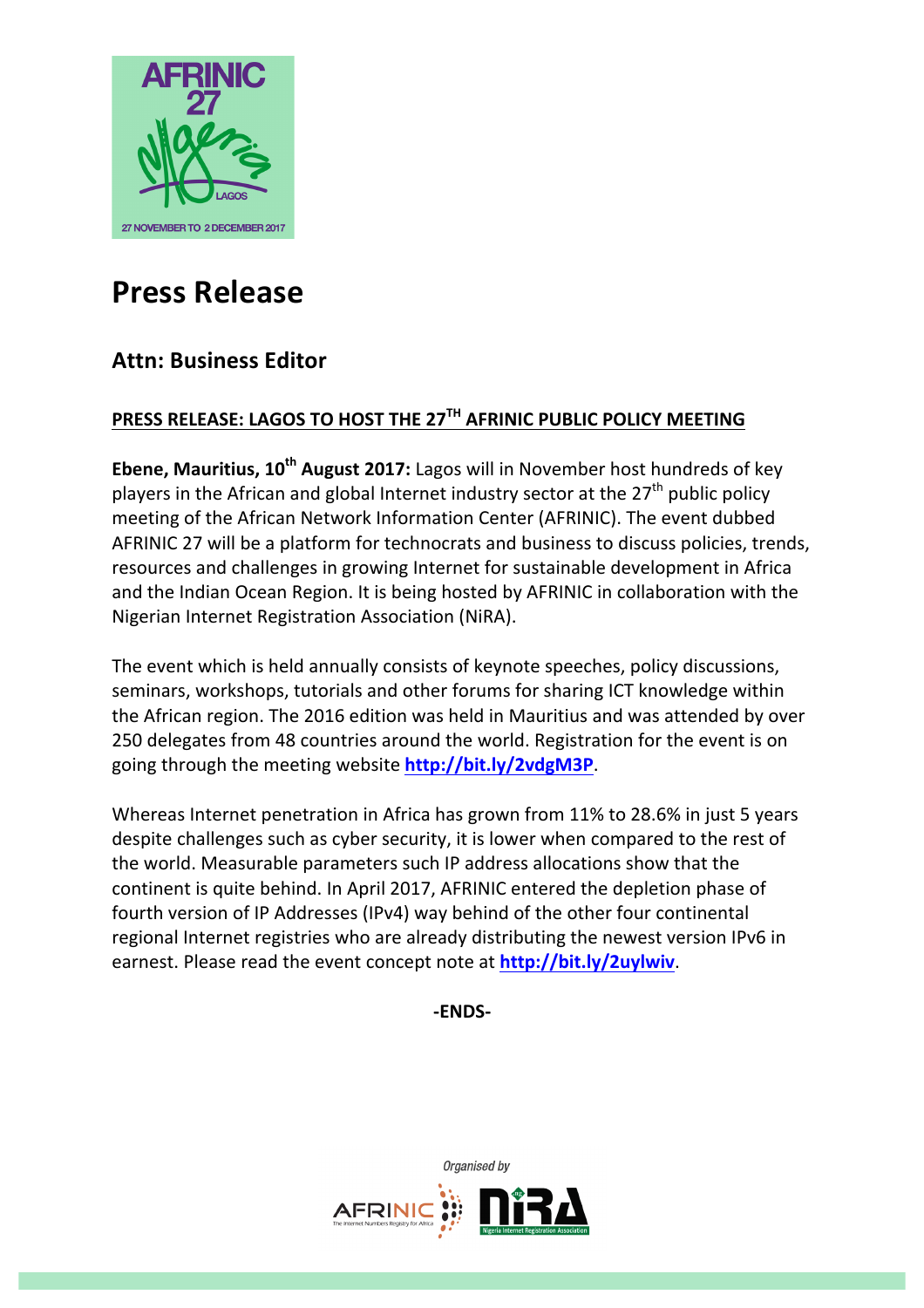# Press Release

## Attn: Business Editor

**PRESS RELEASE: LAGOS TO HOST THE 27TH AFRINIC PUBLIC POLICY MEETING**

**Ebene, Mauritius, 10th August 2017:** Lagos will in November host hundreds of key players in the African and global Internet industry sector at the 27th public policy meeting of the African Network Information Center (AFRINIC). The event dubbed AFRINIC 27 will be a platform for technocrats and business to discuss policies, trends, resources and challenges in growing Internet for sustainable development in Africa and the Indian Ocean Region. It is being hosted by AFRINIC in collaboration with the Nigerian Internet Registration Association (NiRA).

The event which is held annually consists of keynote speeches, policy discussions, seminars, workshops, tutorials and other forums for sharing ICT knowledge within the African region. The 2016 edition was held in Mauritius and was attended by over 250 delegates from 48 countries around the world. Registration for the event is on going through the meeting website **http://bit.ly/2vdgM3P**.

Whereas Internet penetration in Africa has grown from 11% to 28.6% in just 5 years despite challenges such as cyber security, it is lower when compared to the rest of the world. Measurable parameters such IP address allocations show that the continent is quite behind. In April 2017, AFRINIC entered the depletion phase of fourth version of IP Addresses (IPv4) way behind of the other four continental regional Internet registries who are already distributing the newest version IPv6 in earnest. Please read the event concept note at **http://bit.ly/2uylwiv**.

**-ENDS-**

*Organised by*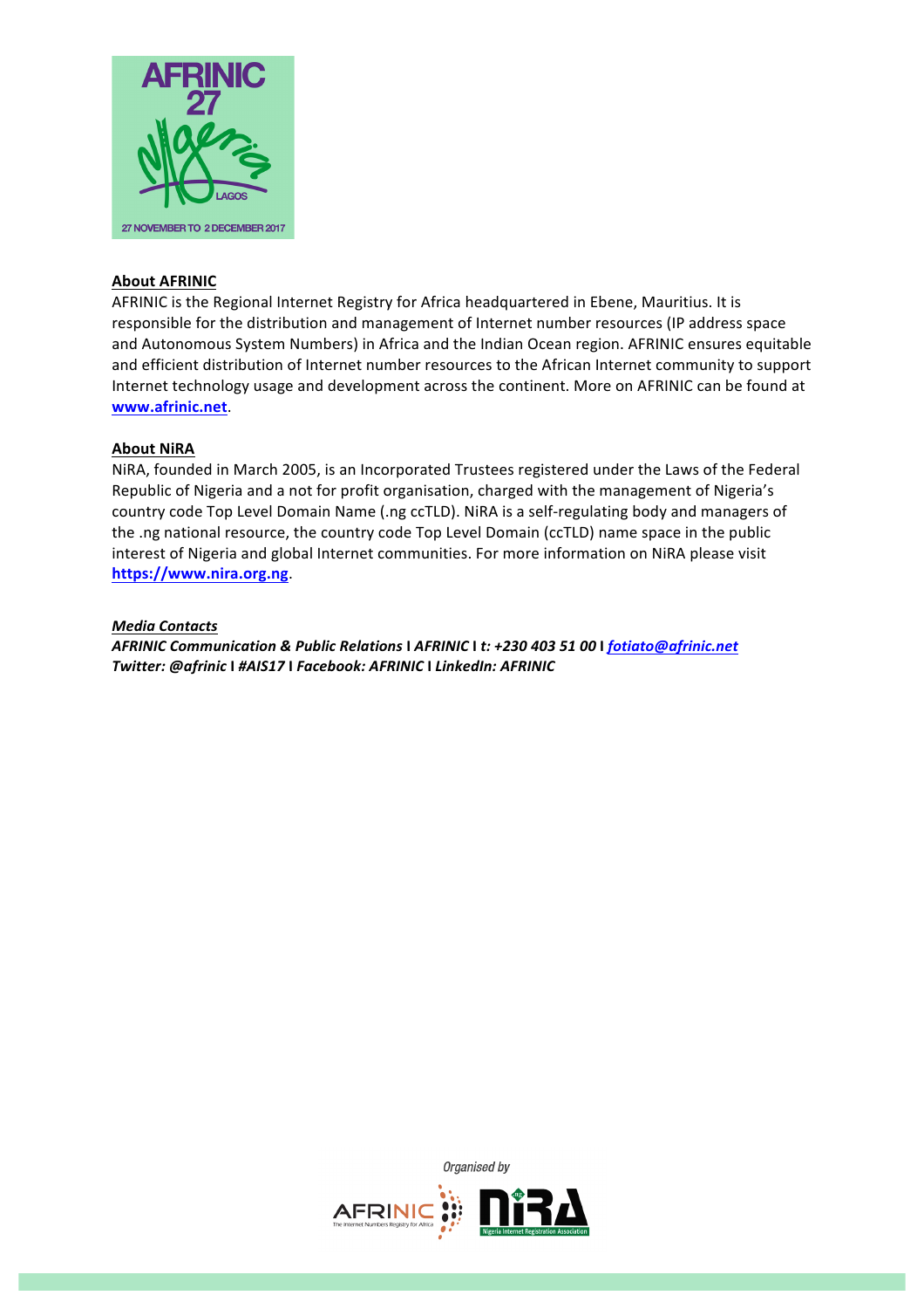**About AFRINIC**

AFRINIC is the Regional Internet Registry for Africa headquartered in Ebene, Mauritius. It is responsible for the distribution and management of Internet number resources (IP address space and Autonomous System Numbers) in Africa and the Indian Ocean region. AFRINIC ensures equitable and efficient distribution of Internet number resources to the African Internet community to support Internet technology usage and development across the continent. More on AFRINIC can be found at **www.afrinic.net**.

**About NiRA**

NiRA, founded in March 2005, is an Incorporated Trustees registered under the Laws of the Federal Republic of Nigeria and a not for profit organisation, charged with the management of Nigeria's country code Top Level Domain Name (.ng ccTLD). NiRA is a self-regulating body and managers of the .ng national resource, the country code Top Level Domain (ccTLD) name space in the public interest of Nigeria and global Internet communities. For more information on NiRA please visit **https://www.nira.org.ng**.

***Media Contacts***

***AFRINIC Communication & Public Relations I AFRINIC I t: +230 403 51 00 I fotiato@afrinic.net***
***Twitter: @afrinic I #AIS17 I Facebook: AFRINIC I LinkedIn: AFRINIC***

*Organised by*